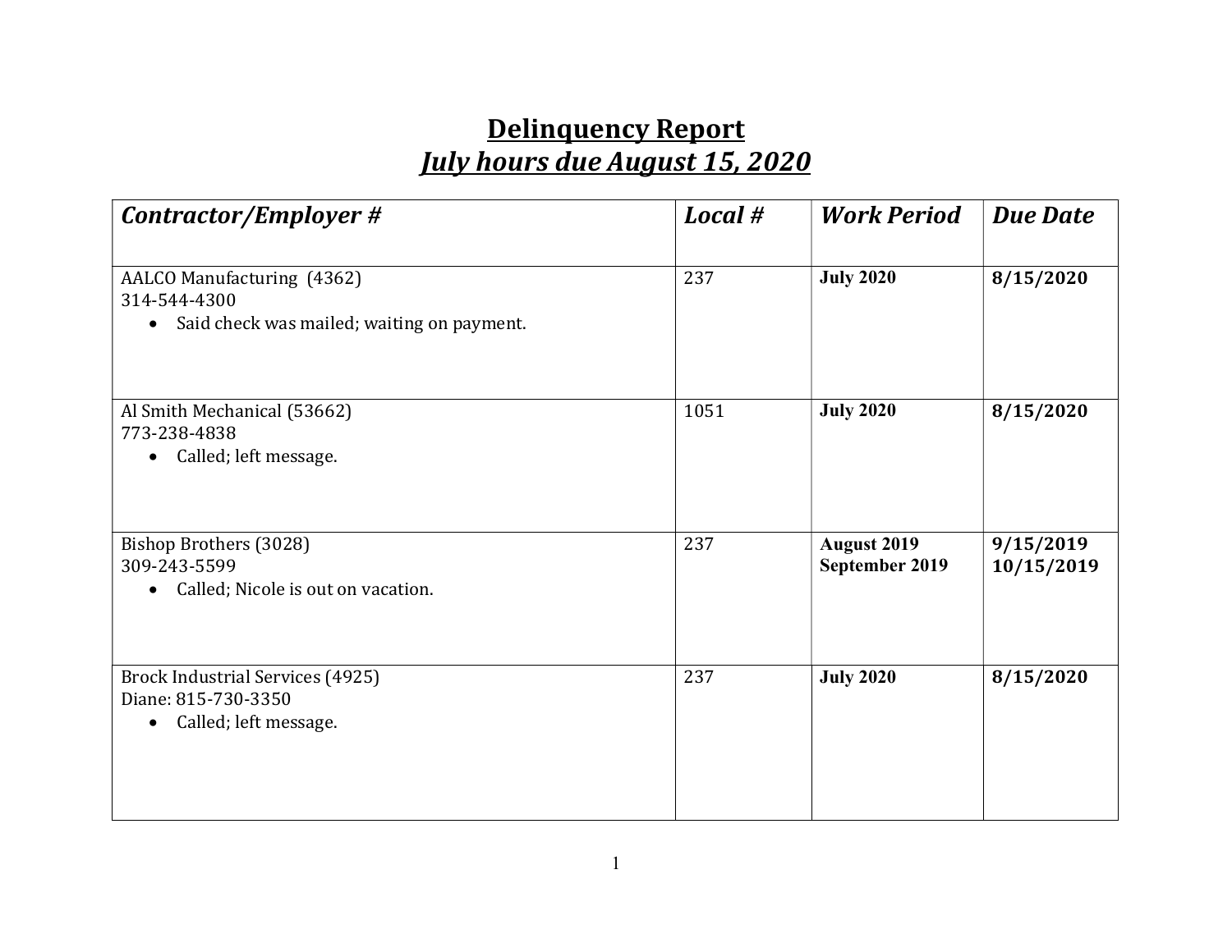# Delinquency Report
## *July hours due August 15, 2020*

| *Contractor/Employer #* | *Local #* | *Work Period* | *Due Date* |
|---|---|---|---|
| AALCO Manufacturing (4362)<br>314-544-4300<br>• Said check was mailed; waiting on payment. | 237 | **July 2020** | **8/15/2020** |
| Al Smith Mechanical (53662)<br>773-238-4838<br>• Called; left message. | 1051 | **July 2020** | **8/15/2020** |
| Bishop Brothers (3028)<br>309-243-5599<br>• Called; Nicole is out on vacation. | 237 | **August 2019**<br>**September 2019** | **9/15/2019**<br>**10/15/2019** |
| Brock Industrial Services (4925)<br>Diane: 815-730-3350<br>• Called; left message. | 237 | **July 2020** | **8/15/2020** |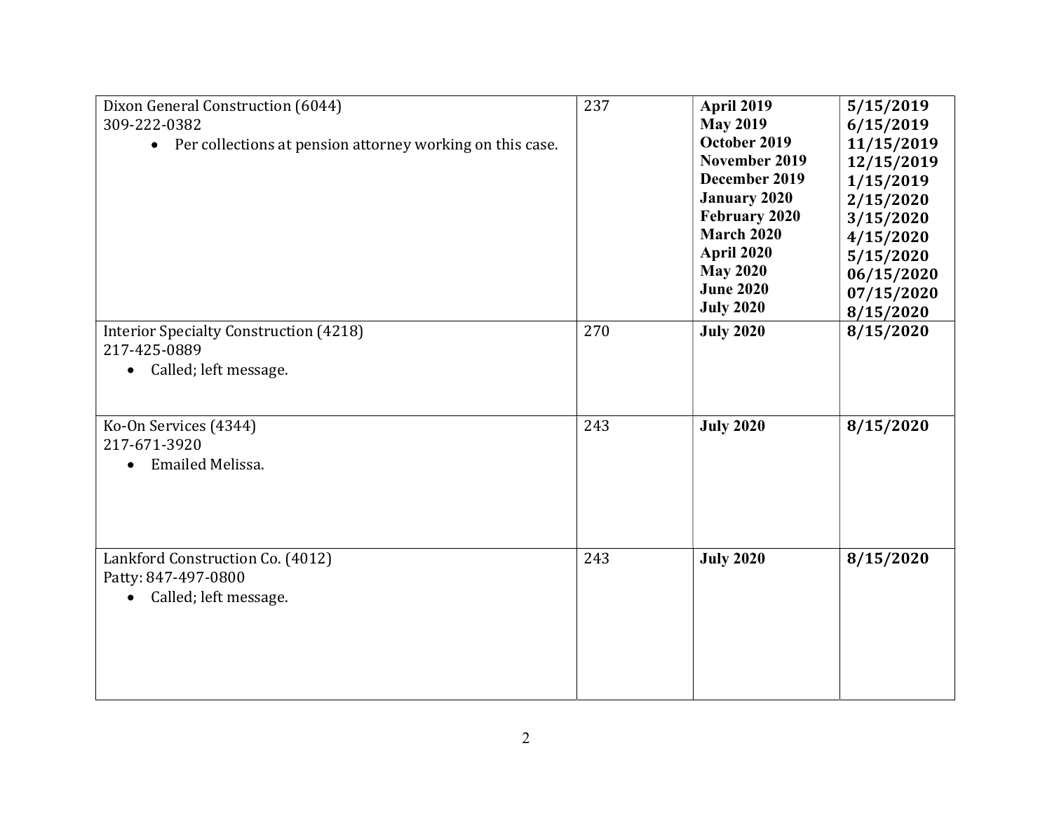| | | | |
|---|---|---|---|
| Dixon General Construction (6044)<br>309-222-0382<br>• Per collections at pension attorney working on this case. | 237 | **April 2019**<br>**May 2019**<br>**October 2019**<br>**November 2019**<br>**December 2019**<br>**January 2020**<br>**February 2020**<br>**March 2020**<br>**April 2020**<br>**May 2020**<br>**June 2020**<br>**July 2020** | **5/15/2019**<br>**6/15/2019**<br>**11/15/2019**<br>**12/15/2019**<br>**1/15/2019**<br>**2/15/2020**<br>**3/15/2020**<br>**4/15/2020**<br>**5/15/2020**<br>**06/15/2020**<br>**07/15/2020**<br>**8/15/2020** |
| Interior Specialty Construction (4218)<br>217-425-0889<br>• Called; left message. | 270 | **July 2020** | **8/15/2020** |
| Ko-On Services (4344)<br>217-671-3920<br>• Emailed Melissa. | 243 | **July 2020** | **8/15/2020** |
| Lankford Construction Co. (4012)<br>Patty: 847-497-0800<br>• Called; left message. | 243 | **July 2020** | **8/15/2020** |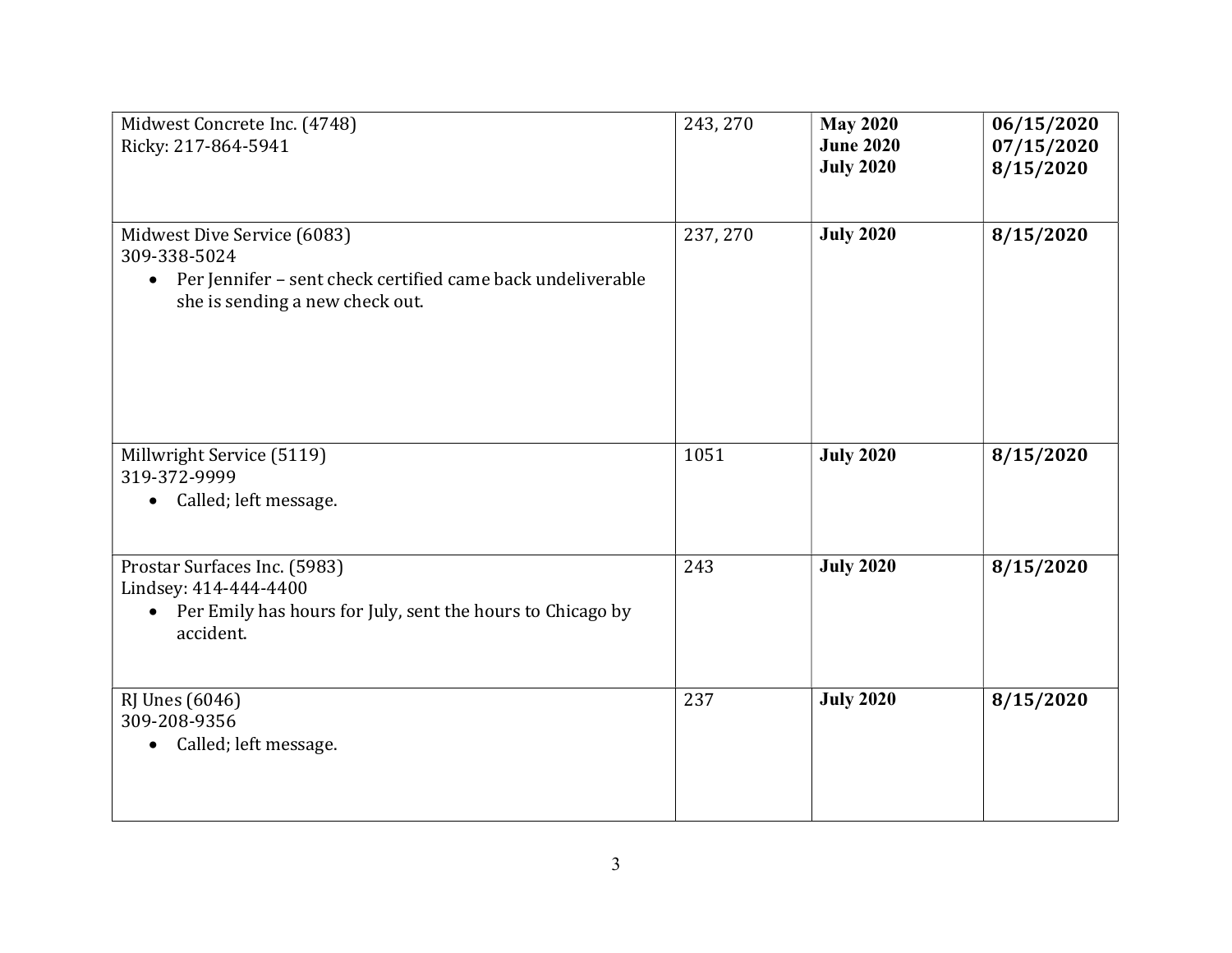| | | | |
|---|---|---|---|
| Midwest Concrete Inc. (4748)<br>Ricky: 217-864-5941 | 243, 270 | **May 2020**<br>**June 2020**<br>**July 2020** | **06/15/2020**<br>**07/15/2020**<br>**8/15/2020** |
| Midwest Dive Service (6083)<br>309-338-5024<br>• Per Jennifer – sent check certified came back undeliverable she is sending a new check out. | 237, 270 | **July 2020** | **8/15/2020** |
| Millwright Service (5119)<br>319-372-9999<br>• Called; left message. | 1051 | **July 2020** | **8/15/2020** |
| Prostar Surfaces Inc. (5983)<br>Lindsey: 414-444-4400<br>• Per Emily has hours for July, sent the hours to Chicago by accident. | 243 | **July 2020** | **8/15/2020** |
| RJ Unes (6046)<br>309-208-9356<br>• Called; left message. | 237 | **July 2020** | **8/15/2020** |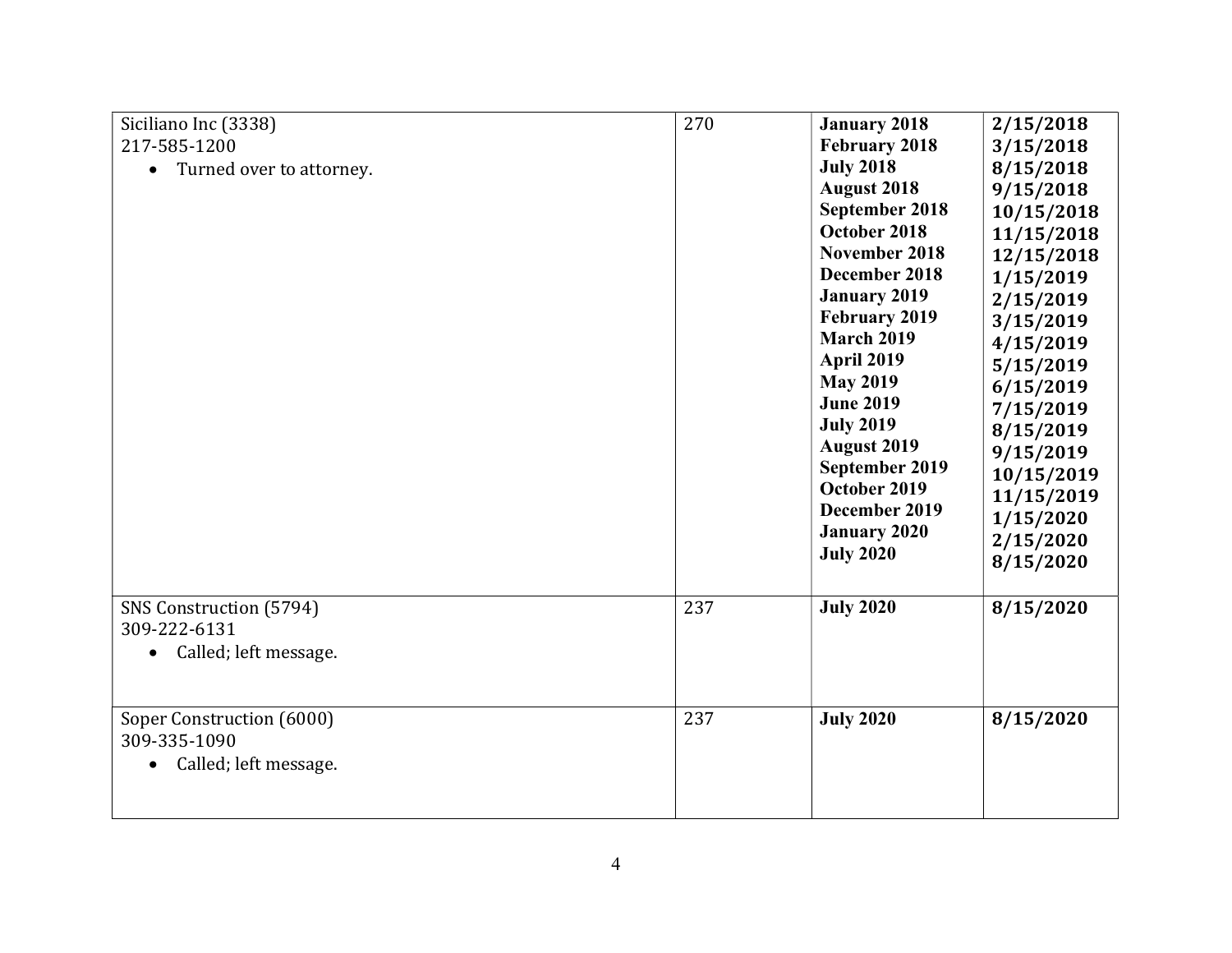| | | | |
|---|---|---|---|
| Siciliano Inc (3338)<br>217-585-1200<br>• Turned over to attorney. | 270 | **January 2018**<br>**February 2018**<br>**July 2018**<br>**August 2018**<br>**September 2018**<br>**October 2018**<br>**November 2018**<br>**December 2018**<br>**January 2019**<br>**February 2019**<br>**March 2019**<br>**April 2019**<br>**May 2019**<br>**June 2019**<br>**July 2019**<br>**August 2019**<br>**September 2019**<br>**October 2019**<br>**December 2019**<br>**January 2020**<br>**July 2020** | **2/15/2018**<br>**3/15/2018**<br>**8/15/2018**<br>**9/15/2018**<br>**10/15/2018**<br>**11/15/2018**<br>**12/15/2018**<br>**1/15/2019**<br>**2/15/2019**<br>**3/15/2019**<br>**4/15/2019**<br>**5/15/2019**<br>**6/15/2019**<br>**7/15/2019**<br>**8/15/2019**<br>**9/15/2019**<br>**10/15/2019**<br>**11/15/2019**<br>**1/15/2020**<br>**2/15/2020**<br>**8/15/2020** |
| SNS Construction (5794)<br>309-222-6131<br>• Called; left message. | 237 | **July 2020** | **8/15/2020** |
| Soper Construction (6000)<br>309-335-1090<br>• Called; left message. | 237 | **July 2020** | **8/15/2020** |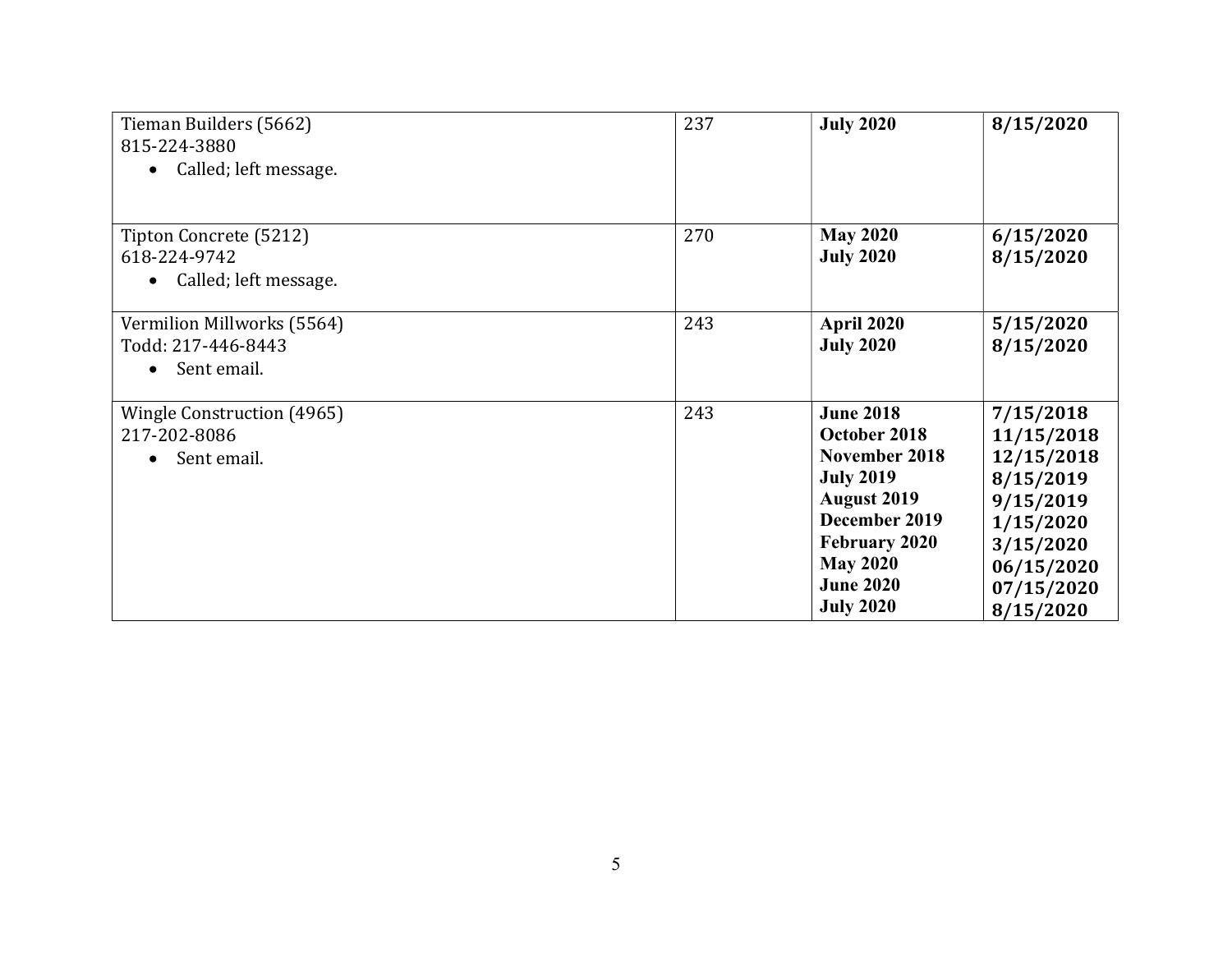| | | | |
|---|---|---|---|
| Tieman Builders (5662)<br>815-224-3880<br>• Called; left message. | 237 | **July 2020** | **8/15/2020** |
| Tipton Concrete (5212)<br>618-224-9742<br>• Called; left message. | 270 | **May 2020**<br>**July 2020** | **6/15/2020**<br>**8/15/2020** |
| Vermilion Millworks (5564)<br>Todd: 217-446-8443<br>• Sent email. | 243 | **April 2020**<br>**July 2020** | **5/15/2020**<br>**8/15/2020** |
| Wingle Construction (4965)<br>217-202-8086<br>• Sent email. | 243 | **June 2018**<br>**October 2018**<br>**November 2018**<br>**July 2019**<br>**August 2019**<br>**December 2019**<br>**February 2020**<br>**May 2020**<br>**June 2020**<br>**July 2020** | **7/15/2018**<br>**11/15/2018**<br>**12/15/2018**<br>**8/15/2019**<br>**9/15/2019**<br>**1/15/2020**<br>**3/15/2020**<br>**06/15/2020**<br>**07/15/2020**<br>**8/15/2020** |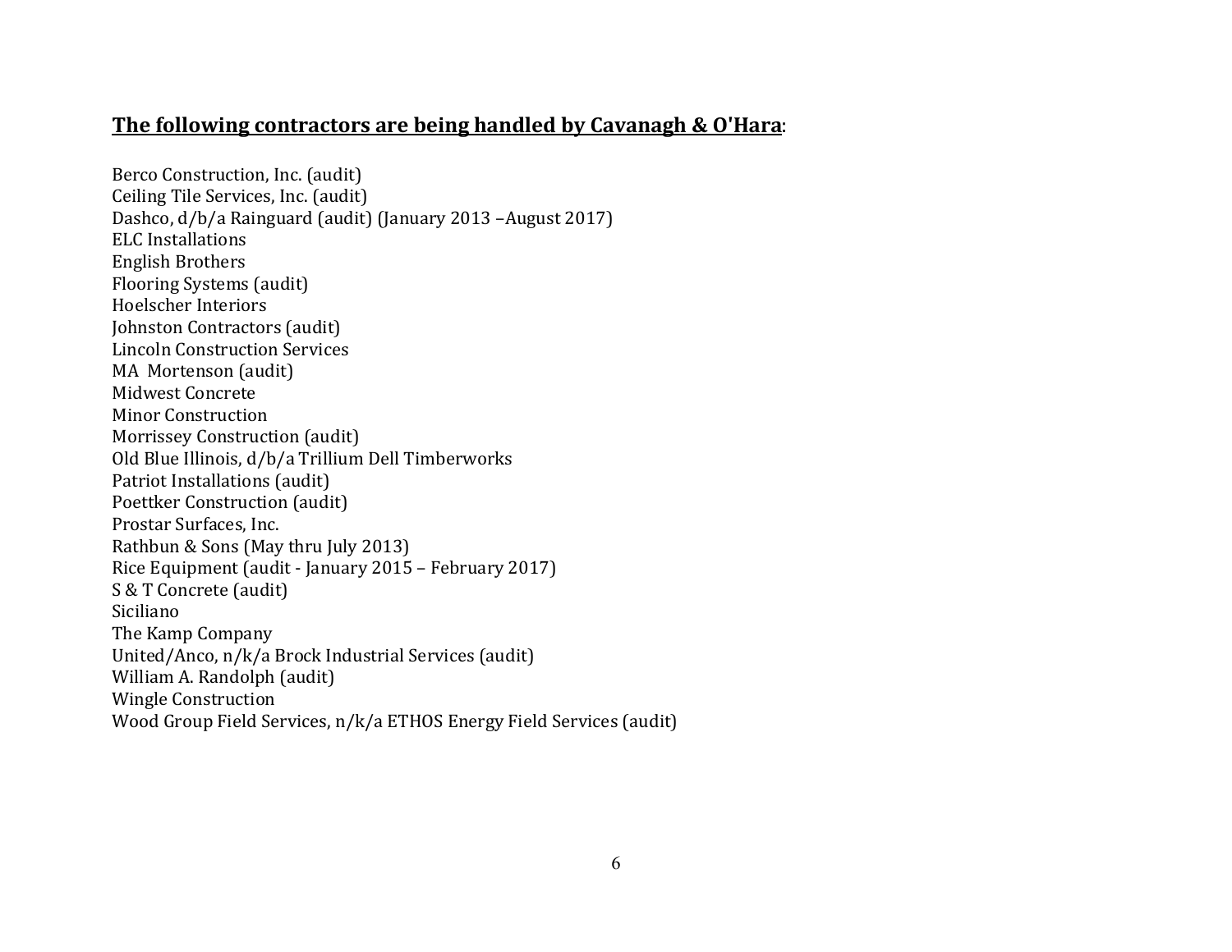**The following contractors are being handled by Cavanagh & O'Hara**:

Berco Construction, Inc. (audit)
Ceiling Tile Services, Inc. (audit)
Dashco, d/b/a Rainguard (audit) (January 2013 –August 2017)
ELC Installations
English Brothers
Flooring Systems (audit)
Hoelscher Interiors
Johnston Contractors (audit)
Lincoln Construction Services
MA Mortenson (audit)
Midwest Concrete
Minor Construction
Morrissey Construction (audit)
Old Blue Illinois, d/b/a Trillium Dell Timberworks
Patriot Installations (audit)
Poettker Construction (audit)
Prostar Surfaces, Inc.
Rathbun & Sons (May thru July 2013)
Rice Equipment (audit - January 2015 – February 2017)
S & T Concrete (audit)
Siciliano
The Kamp Company
United/Anco, n/k/a Brock Industrial Services (audit)
William A. Randolph (audit)
Wingle Construction
Wood Group Field Services, n/k/a ETHOS Energy Field Services (audit)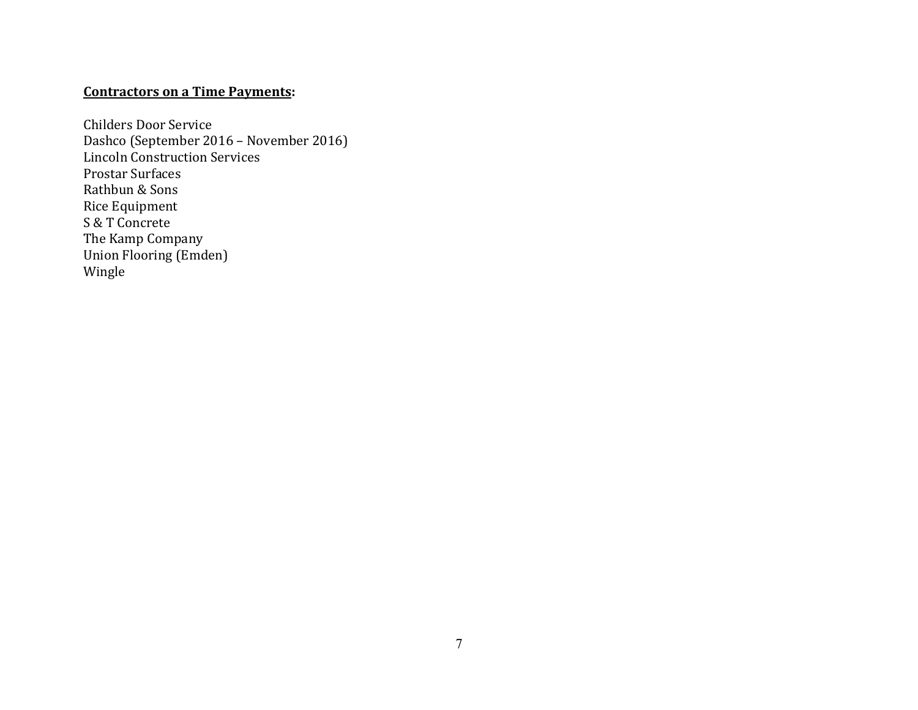**<u>Contractors on a Time Payments</u>:**

Childers Door Service
Dashco (September 2016 – November 2016)
Lincoln Construction Services
Prostar Surfaces
Rathbun & Sons
Rice Equipment
S & T Concrete
The Kamp Company
Union Flooring (Emden)
Wingle